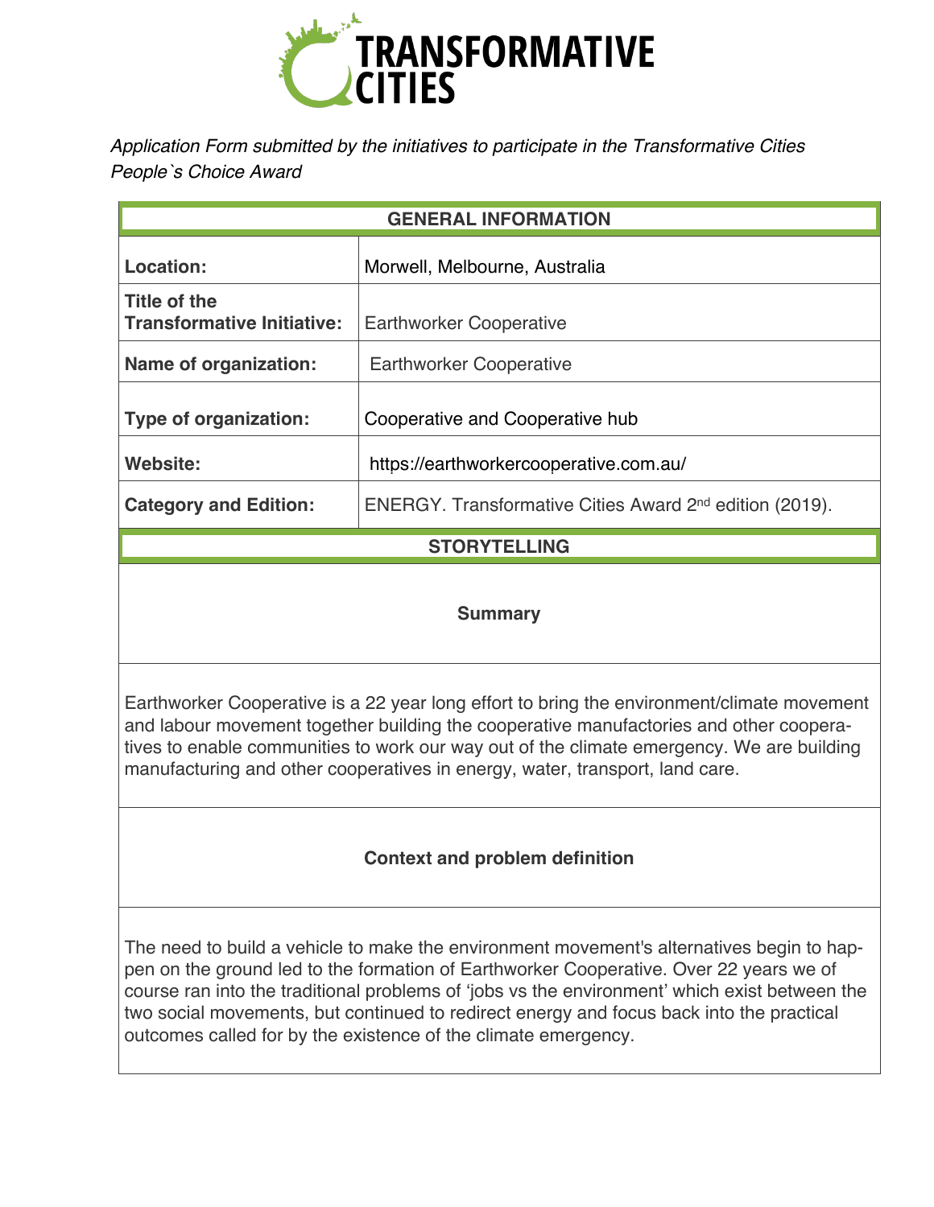# TRANSFORMATIVE CITIES

*Application Form submitted by the initiatives to participate in the Transformative Cities People`s Choice Award*

| GENERAL INFORMATION | |
|---|---|
| **Location:** | Morwell, Melbourne, Australia |
| **Title of the Transformative Initiative:** | Earthworker Cooperative |
| **Name of organization:** | Earthworker Cooperative |
| **Type of organization:** | Cooperative and Cooperative hub |
| **Website:** | https://earthworkercooperative.com.au/ |
| **Category and Edition:** | ENERGY. Transformative Cities Award 2nd edition (2019). |

## STORYTELLING

### Summary

Earthworker Cooperative is a 22 year long effort to bring the environment/climate movement and labour movement together building the cooperative manufactories and other cooperatives to enable communities to work our way out of the climate emergency. We are building manufacturing and other cooperatives in energy, water, transport, land care.

### Context and problem definition

The need to build a vehicle to make the environment movement's alternatives begin to happen on the ground led to the formation of Earthworker Cooperative. Over 22 years we of course ran into the traditional problems of 'jobs vs the environment' which exist between the two social movements, but continued to redirect energy and focus back into the practical outcomes called for by the existence of the climate emergency.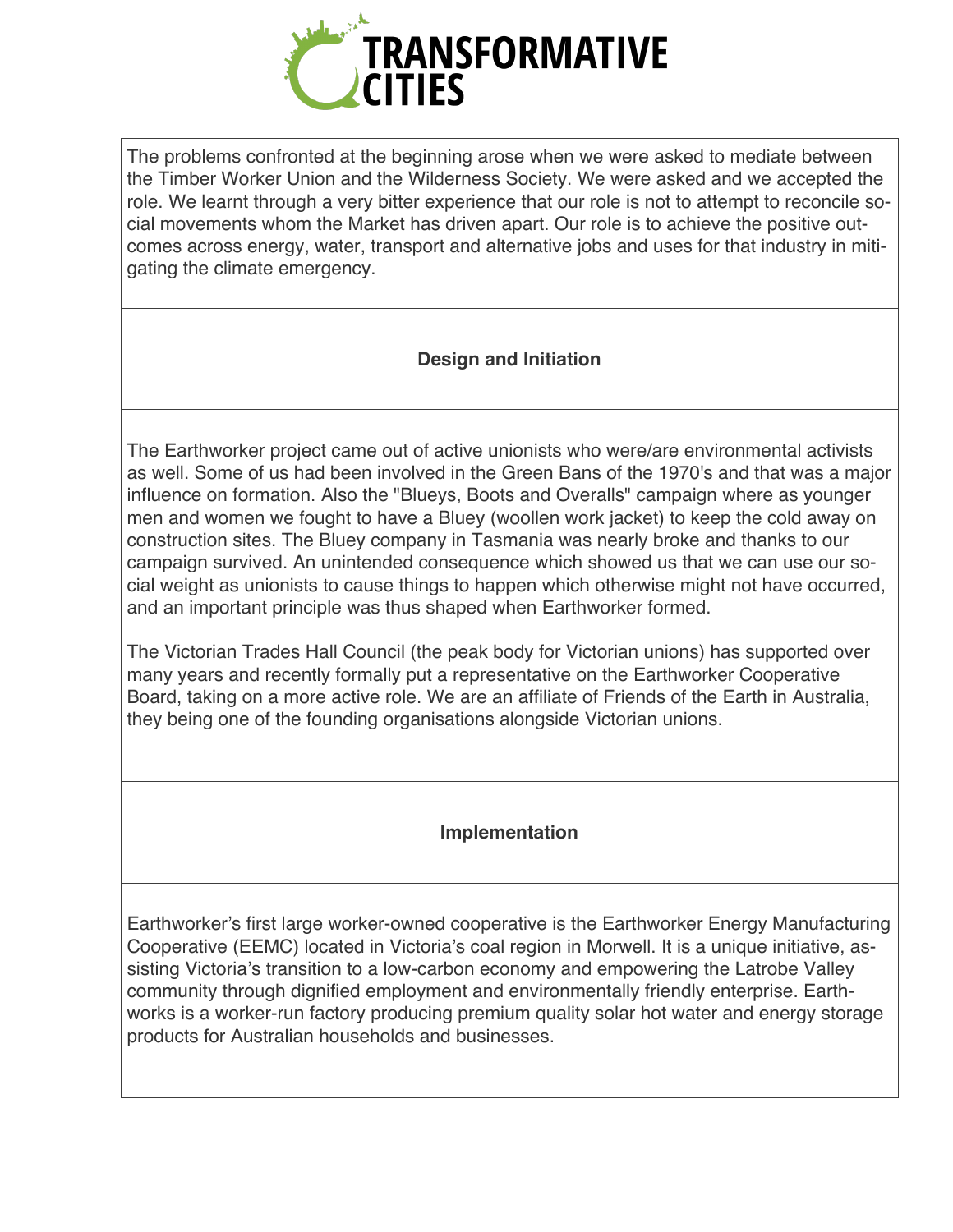The problems confronted at the beginning arose when we were asked to mediate between the Timber Worker Union and the Wilderness Society. We were asked and we accepted the role. We learnt through a very bitter experience that our role is not to attempt to reconcile social movements whom the Market has driven apart. Our role is to achieve the positive outcomes across energy, water, transport and alternative jobs and uses for that industry in mitigating the climate emergency.

## Design and Initiation

The Earthworker project came out of active unionists who were/are environmental activists as well. Some of us had been involved in the Green Bans of the 1970's and that was a major influence on formation. Also the "Blueys, Boots and Overalls" campaign where as younger men and women we fought to have a Bluey (woollen work jacket) to keep the cold away on construction sites. The Bluey company in Tasmania was nearly broke and thanks to our campaign survived. An unintended consequence which showed us that we can use our social weight as unionists to cause things to happen which otherwise might not have occurred, and an important principle was thus shaped when Earthworker formed.

The Victorian Trades Hall Council (the peak body for Victorian unions) has supported over many years and recently formally put a representative on the Earthworker Cooperative Board, taking on a more active role. We are an affiliate of Friends of the Earth in Australia, they being one of the founding organisations alongside Victorian unions.

## Implementation

Earthworker's first large worker-owned cooperative is the Earthworker Energy Manufacturing Cooperative (EEMC) located in Victoria's coal region in Morwell. It is a unique initiative, assisting Victoria's transition to a low-carbon economy and empowering the Latrobe Valley community through dignified employment and environmentally friendly enterprise. Earthworks is a worker-run factory producing premium quality solar hot water and energy storage products for Australian households and businesses.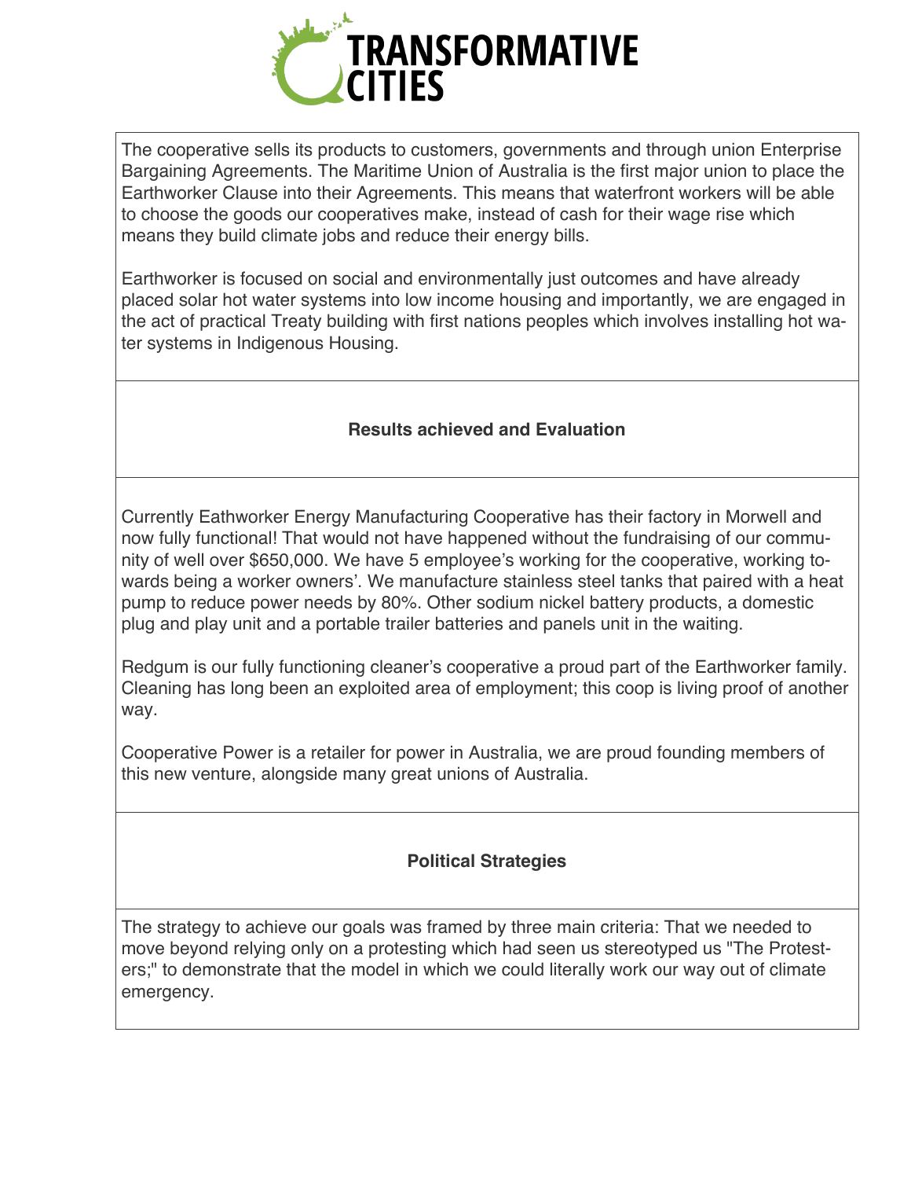The cooperative sells its products to customers, governments and through union Enterprise Bargaining Agreements. The Maritime Union of Australia is the first major union to place the Earthworker Clause into their Agreements. This means that waterfront workers will be able to choose the goods our cooperatives make, instead of cash for their wage rise which means they build climate jobs and reduce their energy bills.

Earthworker is focused on social and environmentally just outcomes and have already placed solar hot water systems into low income housing and importantly, we are engaged in the act of practical Treaty building with first nations peoples which involves installing hot water systems in Indigenous Housing.

### Results achieved and Evaluation

Currently Eathworker Energy Manufacturing Cooperative has their factory in Morwell and now fully functional! That would not have happened without the fundraising of our community of well over $650,000. We have 5 employee's working for the cooperative, working towards being a worker owners'. We manufacture stainless steel tanks that paired with a heat pump to reduce power needs by 80%. Other sodium nickel battery products, a domestic plug and play unit and a portable trailer batteries and panels unit in the waiting.

Redgum is our fully functioning cleaner's cooperative a proud part of the Earthworker family. Cleaning has long been an exploited area of employment; this coop is living proof of another way.

Cooperative Power is a retailer for power in Australia, we are proud founding members of this new venture, alongside many great unions of Australia.

### Political Strategies

The strategy to achieve our goals was framed by three main criteria: That we needed to move beyond relying only on a protesting which had seen us stereotyped us "The Protesters;" to demonstrate that the model in which we could literally work our way out of climate emergency.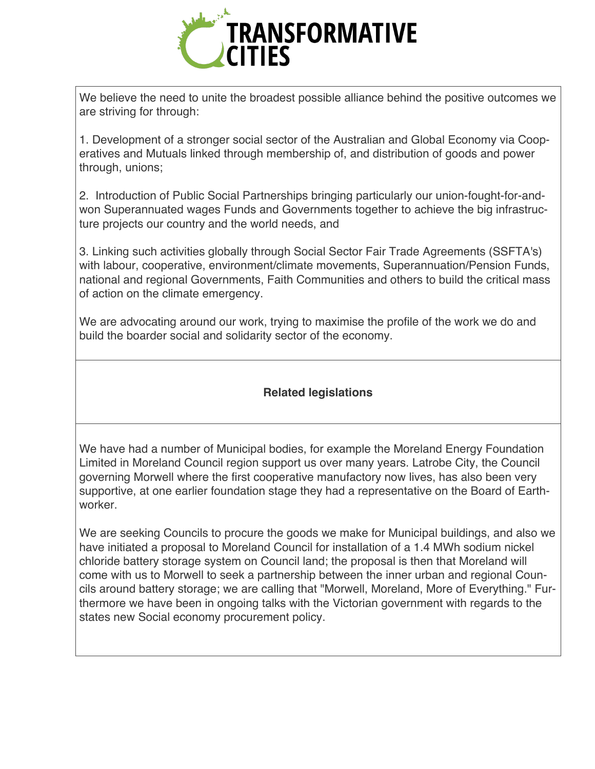We believe the need to unite the broadest possible alliance behind the positive outcomes we are striving for through:

1. Development of a stronger social sector of the Australian and Global Economy via Cooperatives and Mutuals linked through membership of, and distribution of goods and power through, unions;

2. Introduction of Public Social Partnerships bringing particularly our union-fought-for-and-won Superannuated wages Funds and Governments together to achieve the big infrastructure projects our country and the world needs, and

3. Linking such activities globally through Social Sector Fair Trade Agreements (SSFTA's) with labour, cooperative, environment/climate movements, Superannuation/Pension Funds, national and regional Governments, Faith Communities and others to build the critical mass of action on the climate emergency.

We are advocating around our work, trying to maximise the profile of the work we do and build the boarder social and solidarity sector of the economy.

**Related legislations**

We have had a number of Municipal bodies, for example the Moreland Energy Foundation Limited in Moreland Council region support us over many years. Latrobe City, the Council governing Morwell where the first cooperative manufactory now lives, has also been very supportive, at one earlier foundation stage they had a representative on the Board of Earthworker.

We are seeking Councils to procure the goods we make for Municipal buildings, and also we have initiated a proposal to Moreland Council for installation of a 1.4 MWh sodium nickel chloride battery storage system on Council land; the proposal is then that Moreland will come with us to Morwell to seek a partnership between the inner urban and regional Councils around battery storage; we are calling that "Morwell, Moreland, More of Everything." Furthermore we have been in ongoing talks with the Victorian government with regards to the states new Social economy procurement policy.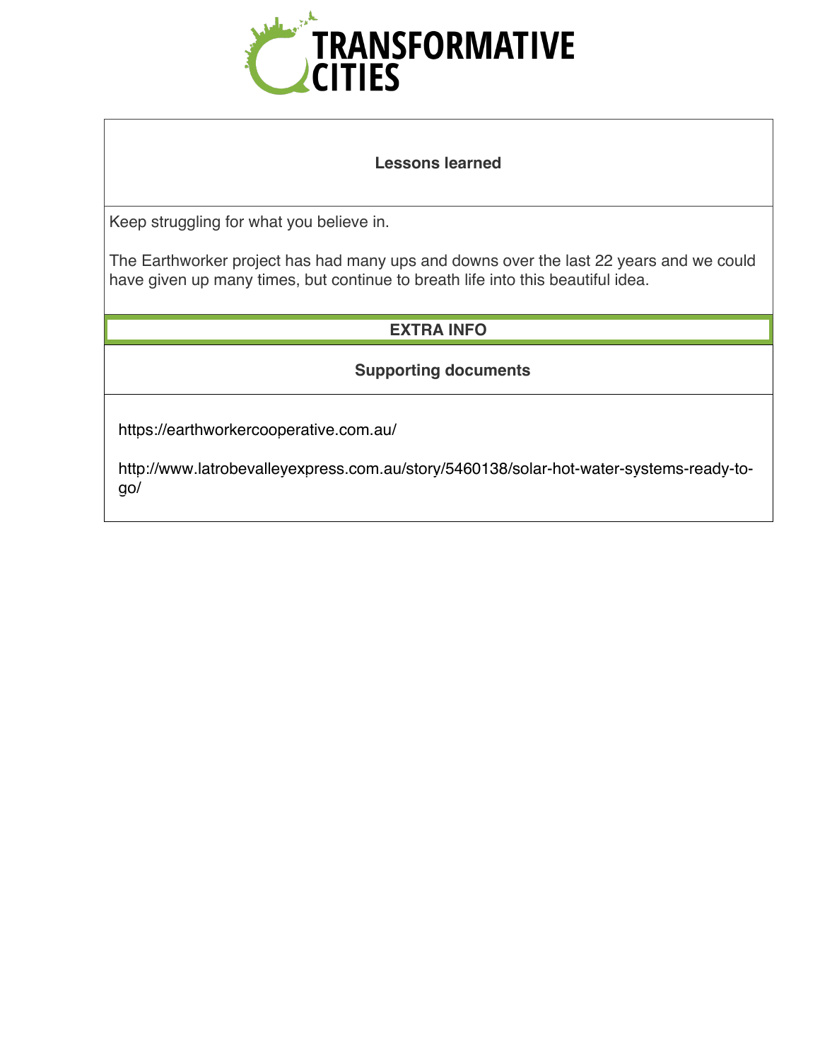### Lessons learned

Keep struggling for what you believe in.

The Earthworker project has had many ups and downs over the last 22 years and we could have given up many times, but continue to breath life into this beautiful idea.

## EXTRA INFO

### Supporting documents

https://earthworkercooperative.com.au/

http://www.latrobevalleyexpress.com.au/story/5460138/solar-hot-water-systems-ready-to-go/